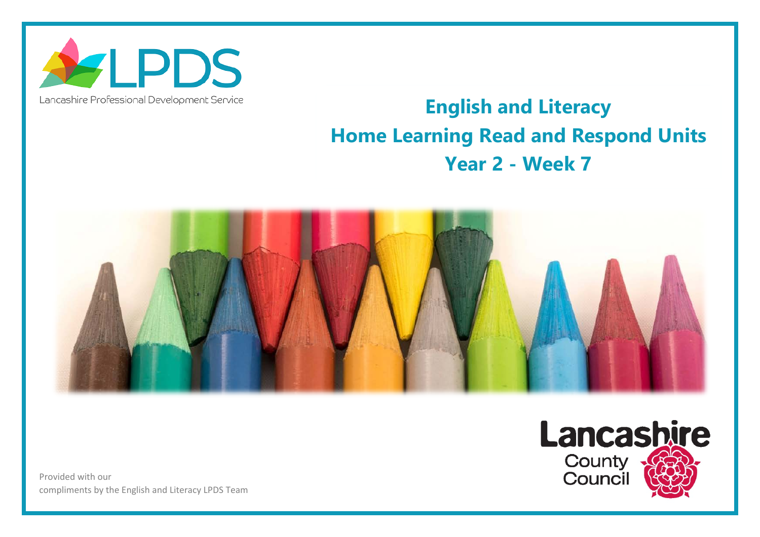LPDS

Lancashire Professional Development Service

# English and Literacy
# Home Learning Read and Respond Units
# Year 2 - Week 7

Lancashire County Council

Provided with our compliments by the English and Literacy LPDS Team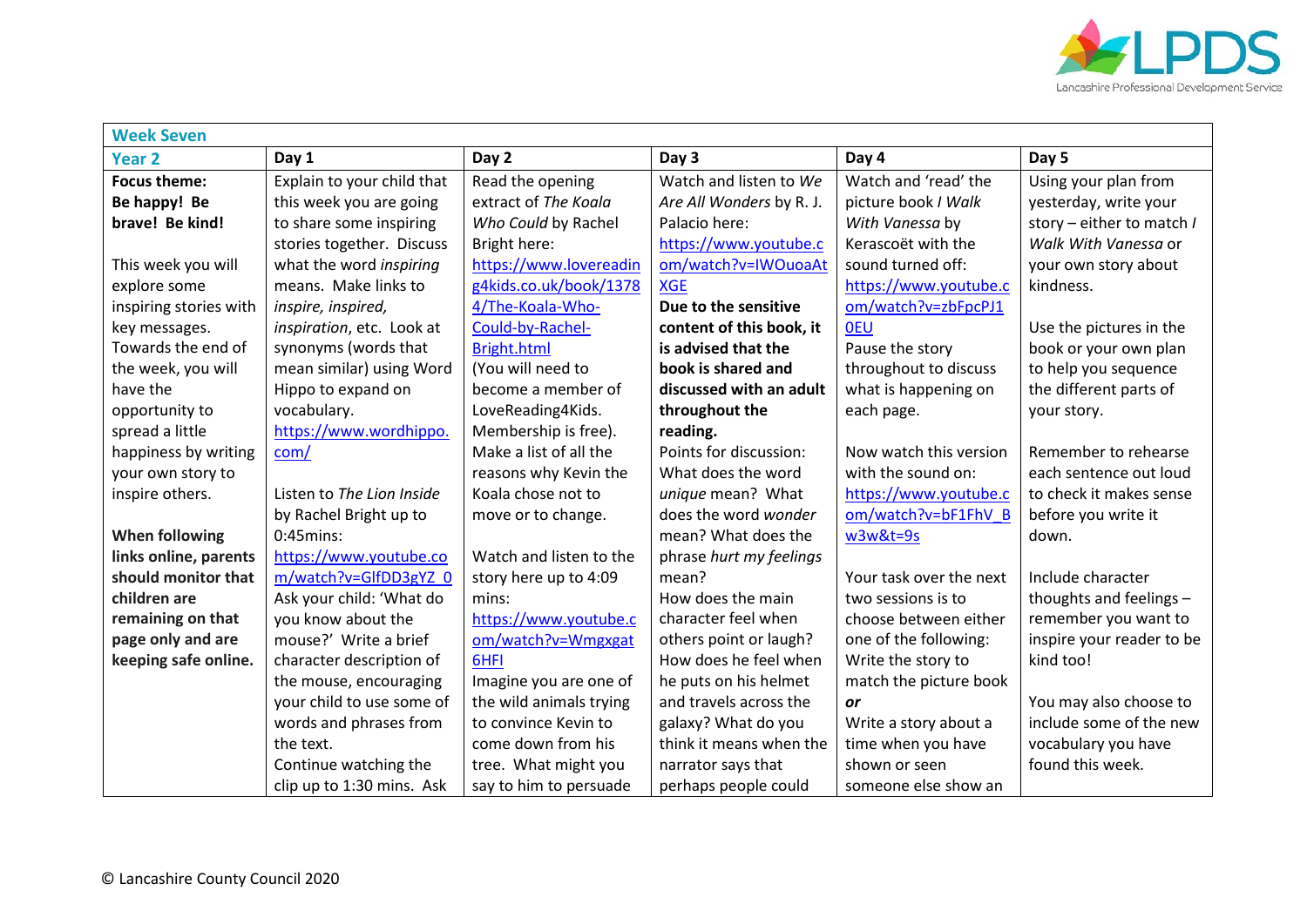| Week Seven | | | | | |
|---|---|---|---|---|---|
| **Year 2** | **Day 1** | **Day 2** | **Day 3** | **Day 4** | **Day 5** |
| **Focus theme: Be happy! Be brave! Be kind!**<br><br>This week you will explore some inspiring stories with key messages. Towards the end of the week, you will have the opportunity to spread a little happiness by writing your own story to inspire others.<br><br>**When following links online, parents should monitor that children are remaining on that page only and are keeping safe online.** | Explain to your child that this week you are going to share some inspiring stories together. Discuss what the word *inspiring* means. Make links to *inspire, inspired, inspiration*, etc. Look at synonyms (words that mean similar) using Word Hippo to expand on vocabulary.<br>https://www.wordhippo.com/<br><br>Listen to *The Lion Inside* by Rachel Bright up to 0:45mins:<br>https://www.youtube.com/watch?v=GlfDD3gYZ_0<br>Ask your child: 'What do you know about the mouse?' Write a brief character description of the mouse, encouraging your child to use some of words and phrases from the text.<br>Continue watching the clip up to 1:30 mins. Ask | Read the opening extract of *The Koala Who Could* by Rachel Bright here:<br>https://www.lovereading4kids.co.uk/book/13784/The-Koala-Who-Could-by-Rachel-Bright.html<br>(You will need to become a member of LoveReading4Kids. Membership is free).<br>Make a list of all the reasons why Kevin the Koala chose not to move or to change.<br><br>Watch and listen to the story here up to 4:09 mins:<br>https://www.youtube.com/watch?v=Wmgxgat6HFI<br>Imagine you are one of the wild animals trying to convince Kevin to come down from his tree. What might you say to him to persuade | Watch and listen to *We Are All Wonders* by R. J. Palacio here:<br>https://www.youtube.com/watch?v=IWOuoaAtXGE<br>**Due to the sensitive content of this book, it is advised that the book is shared and discussed with an adult throughout the reading.**<br>Points for discussion:<br>What does the word *unique* mean? What does the word *wonder* mean? What does the phrase *hurt my feelings* mean?<br>How does the main character feel when others point or laugh?<br>How does he feel when he puts on his helmet and travels across the galaxy? What do you think it means when the narrator says that perhaps people could | Watch and 'read' the picture book *I Walk With Vanessa* by Kerascoët with the sound turned off:<br>https://www.youtube.com/watch?v=zbFpcPJ10EU<br>Pause the story throughout to discuss what is happening on each page.<br><br>Now watch this version with the sound on:<br>https://www.youtube.com/watch?v=bF1FhV_Bw3w&t=9s<br><br>Your task over the next two sessions is to choose between either one of the following:<br>Write the story to match the picture book<br>***or***<br>Write a story about a time when you have shown or seen someone else show an | Using your plan from yesterday, write your story – either to match *I Walk With Vanessa* or your own story about kindness.<br><br>Use the pictures in the book or your own plan to help you sequence the different parts of your story.<br><br>Remember to rehearse each sentence out loud to check it makes sense before you write it down.<br><br>Include character thoughts and feelings – remember you want to inspire your reader to be kind too!<br><br>You may also choose to include some of the new vocabulary you have found this week. |

© Lancashire County Council 2020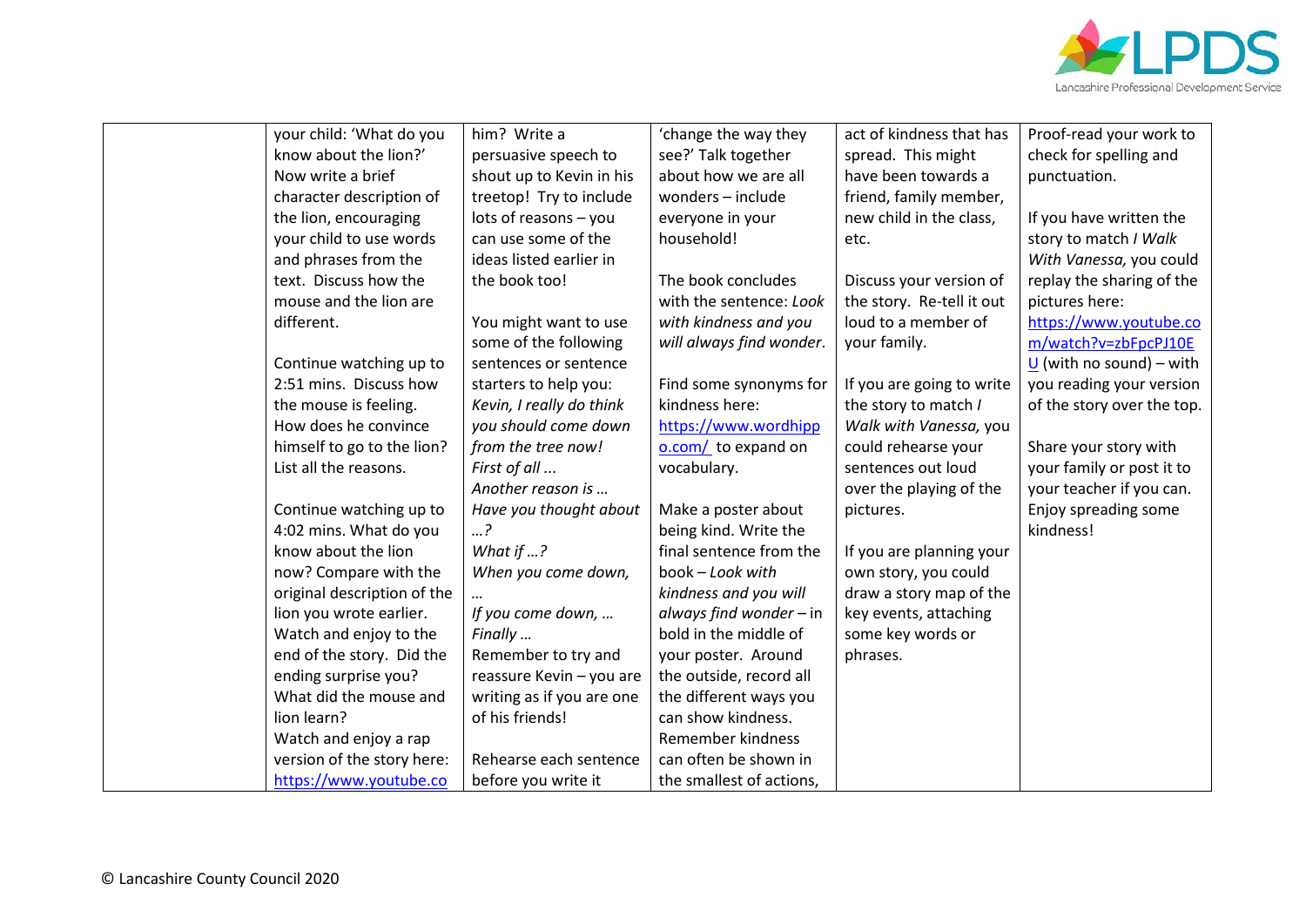| | | | | | |
|---|---|---|---|---|---|
| | your child: 'What do you know about the lion?' Now write a brief character description of the lion, encouraging your child to use words and phrases from the text. Discuss how the mouse and the lion are different.<br><br>Continue watching up to 2:51 mins. Discuss how the mouse is feeling. How does he convince himself to go to the lion? List all the reasons.<br><br>Continue watching up to 4:02 mins. What do you know about the lion now? Compare with the original description of the lion you wrote earlier. Watch and enjoy to the end of the story. Did the ending surprise you? What did the mouse and lion learn?<br>Watch and enjoy a rap version of the story here: https://www.youtube.co | him? Write a persuasive speech to shout up to Kevin in his treetop! Try to include lots of reasons – you can use some of the ideas listed earlier in the book too!<br><br>You might want to use some of the following sentences or sentence starters to help you:<br>*Kevin, I really do think you should come down from the tree now!*<br>*First of all …*<br>*Another reason is …*<br>*Have you thought about …?*<br>*What if …?*<br>*When you come down, …*<br>*If you come down, …*<br>*Finally …*<br>Remember to try and reassure Kevin – you are writing as if you are one of his friends!<br><br>Rehearse each sentence before you write it | 'change the way they see?' Talk together about how we are all wonders – include everyone in your household!<br><br>The book concludes with the sentence: *Look with kindness and you will always find wonder*.<br><br>Find some synonyms for kindness here: https://www.wordhippo.com/ to expand on vocabulary.<br><br>Make a poster about being kind. Write the final sentence from the book – *Look with kindness and you will always find wonder* – in bold in the middle of your poster. Around the outside, record all the different ways you can show kindness. Remember kindness can often be shown in the smallest of actions, | act of kindness that has spread. This might have been towards a friend, family member, new child in the class, etc.<br><br>Discuss your version of the story. Re-tell it out loud to a member of your family.<br><br>If you are going to write the story to match *I Walk With Vanessa,* you could rehearse your sentences out loud over the playing of the pictures.<br><br>If you are planning your own story, you could draw a story map of the key events, attaching some key words or phrases. | Proof-read your work to check for spelling and punctuation.<br><br>If you have written the story to match *I Walk With Vanessa,* you could replay the sharing of the pictures here: https://www.youtube.com/watch?v=zbFpcPJ10EU (with no sound) – with you reading your version of the story over the top.<br><br>Share your story with your family or post it to your teacher if you can. Enjoy spreading some kindness! |

© Lancashire County Council 2020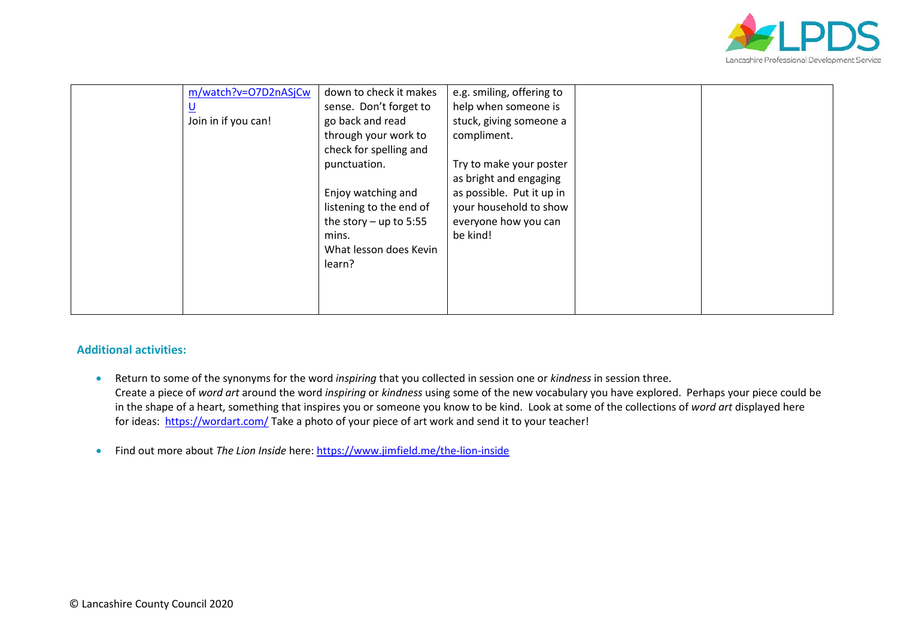| | | | | | |
|---|---|---|---|---|---|
| | m/watch?v=O7D2nASjCwU<br>Join in if you can! | down to check it makes sense. Don't forget to go back and read through your work to check for spelling and punctuation.<br><br>Enjoy watching and listening to the end of the story – up to 5:55 mins.<br>What lesson does Kevin learn? | e.g. smiling, offering to help when someone is stuck, giving someone a compliment.<br><br>Try to make your poster as bright and engaging as possible. Put it up in your household to show everyone how you can be kind! | | |

**Additional activities:**

- Return to some of the synonyms for the word *inspiring* that you collected in session one or *kindness* in session three.
  Create a piece of *word art* around the word *inspiring* or *kindness* using some of the new vocabulary you have explored. Perhaps your piece could be in the shape of a heart, something that inspires you or someone you know to be kind. Look at some of the collections of *word art* displayed here for ideas: https://wordart.com/ Take a photo of your piece of art work and send it to your teacher!

- Find out more about *The Lion Inside* here: https://www.jimfield.me/the-lion-inside

© Lancashire County Council 2020